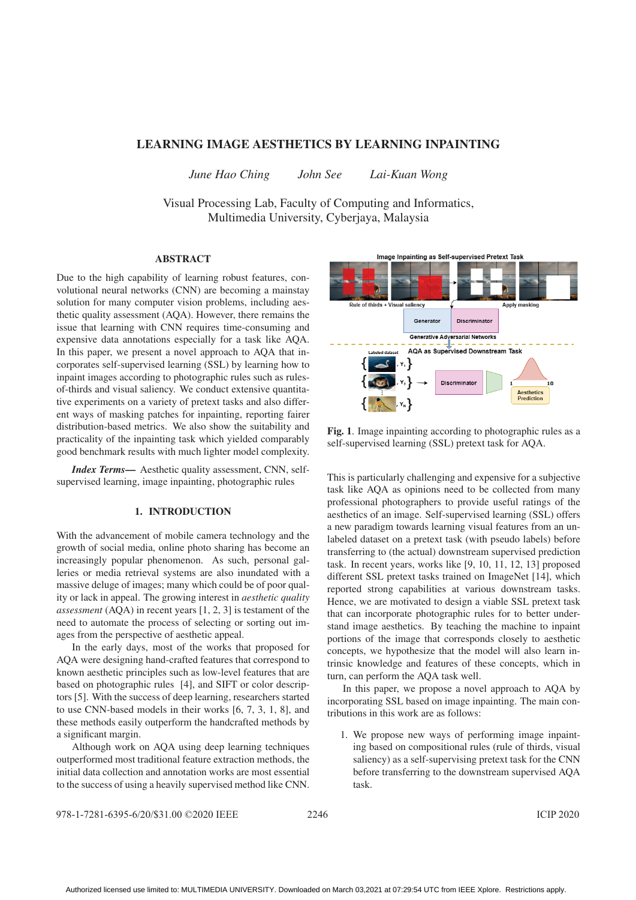# LEARNING IMAGE AESTHETICS BY LEARNING INPAINTING

*June Hao Ching* *John See* *Lai-Kuan Wong*

Visual Processing Lab, Faculty of Computing and Informatics,
Multimedia University, Cyberjaya, Malaysia

## ABSTRACT

Due to the high capability of learning robust features, convolutional neural networks (CNN) are becoming a mainstay solution for many computer vision problems, including aesthetic quality assessment (AQA). However, there remains the issue that learning with CNN requires time-consuming and expensive data annotations especially for a task like AQA. In this paper, we present a novel approach to AQA that incorporates self-supervised learning (SSL) by learning how to inpaint images according to photographic rules such as rules-of-thirds and visual saliency. We conduct extensive quantitative experiments on a variety of pretext tasks and also different ways of masking patches for inpainting, reporting fairer distribution-based metrics. We also show the suitability and practicality of the inpainting task which yielded comparably good benchmark results with much lighter model complexity.

***Index Terms***— Aesthetic quality assessment, CNN, self-supervised learning, image inpainting, photographic rules

## 1. INTRODUCTION

With the advancement of mobile camera technology and the growth of social media, online photo sharing has become an increasingly popular phenomenon. As such, personal galleries or media retrieval systems are also inundated with a massive deluge of images; many which could be of poor quality or lack in appeal. The growing interest in *aesthetic quality assessment* (AQA) in recent years [1, 2, 3] is testament of the need to automate the process of selecting or sorting out images from the perspective of aesthetic appeal.

In the early days, most of the works that proposed for AQA were designing hand-crafted features that correspond to known aesthetic principles such as low-level features that are based on photographic rules [4], and SIFT or color descriptors [5]. With the success of deep learning, researchers started to use CNN-based models in their works [6, 7, 3, 1, 8], and these methods easily outperform the handcrafted methods by a significant margin.

Although work on AQA using deep learning techniques outperformed most traditional feature extraction methods, the initial data collection and annotation works are most essential to the success of using a heavily supervised method like CNN.

**Fig. 1**. Image inpainting according to photographic rules as a self-supervised learning (SSL) pretext task for AQA.

This is particularly challenging and expensive for a subjective task like AQA as opinions need to be collected from many professional photographers to provide useful ratings of the aesthetics of an image. Self-supervised learning (SSL) offers a new paradigm towards learning visual features from an unlabeled dataset on a pretext task (with pseudo labels) before transferring to (the actual) downstream supervised prediction task. In recent years, works like [9, 10, 11, 12, 13] proposed different SSL pretext tasks trained on ImageNet [14], which reported strong capabilities at various downstream tasks. Hence, we are motivated to design a viable SSL pretext task that can incorporate photographic rules for to better understand image aesthetics. By teaching the machine to inpaint portions of the image that corresponds closely to aesthetic concepts, we hypothesize that the model will also learn intrinsic knowledge and features of these concepts, which in turn, can perform the AQA task well.

In this paper, we propose a novel approach to AQA by incorporating SSL based on image inpainting. The main contributions in this work are as follows:

1. We propose new ways of performing image inpainting based on compositional rules (rule of thirds, visual saliency) as a self-supervising pretext task for the CNN before transferring to the downstream supervised AQA task.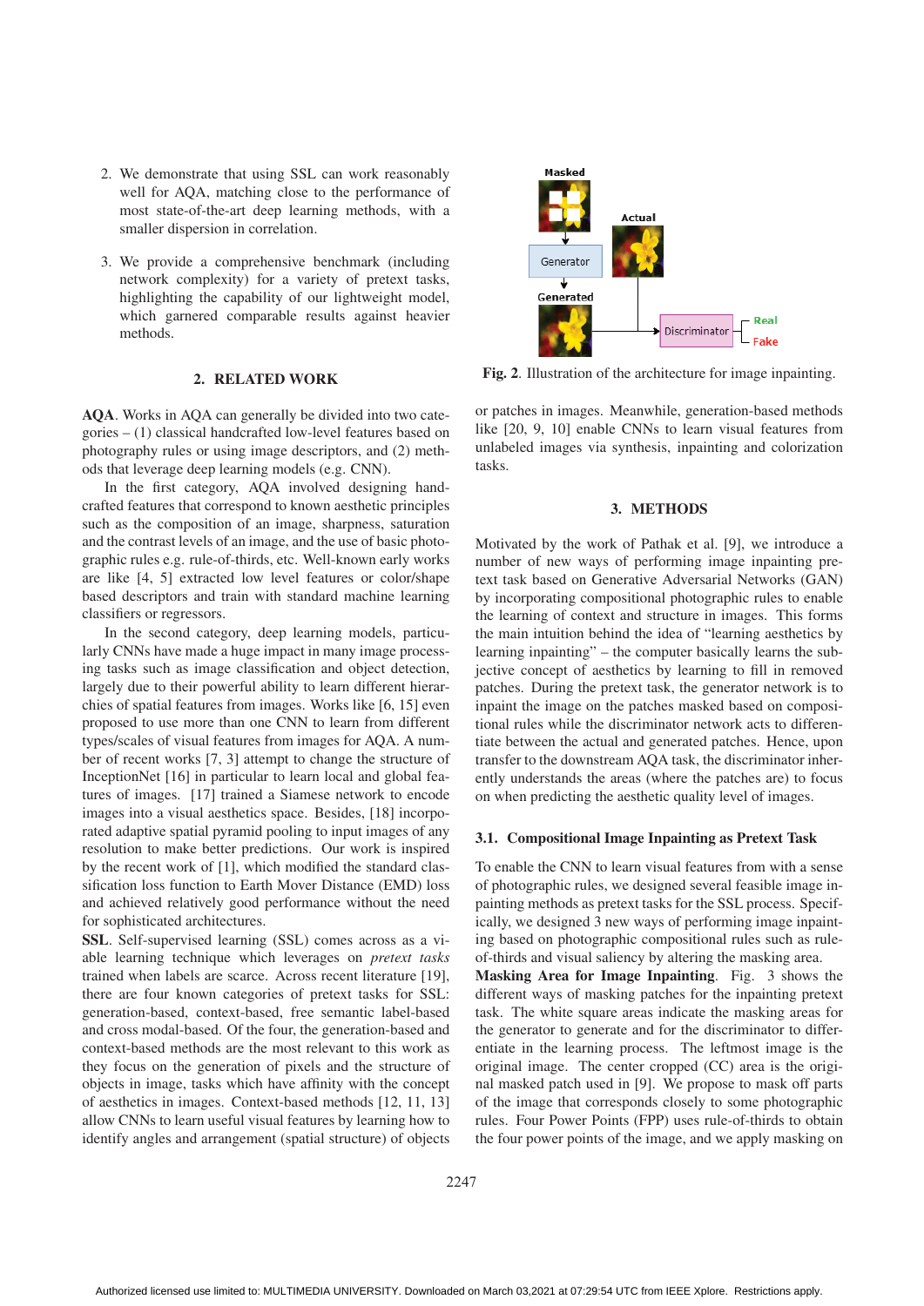2. We demonstrate that using SSL can work reasonably well for AQA, matching close to the performance of most state-of-the-art deep learning methods, with a smaller dispersion in correlation.

3. We provide a comprehensive benchmark (including network complexity) for a variety of pretext tasks, highlighting the capability of our lightweight model, which garnered comparable results against heavier methods.

## 2. RELATED WORK

**AQA**. Works in AQA can generally be divided into two categories – (1) classical handcrafted low-level features based on photography rules or using image descriptors, and (2) methods that leverage deep learning models (e.g. CNN).

In the first category, AQA involved designing handcrafted features that correspond to known aesthetic principles such as the composition of an image, sharpness, saturation and the contrast levels of an image, and the use of basic photographic rules e.g. rule-of-thirds, etc. Well-known early works are like [4, 5] extracted low level features or color/shape based descriptors and train with standard machine learning classifiers or regressors.

In the second category, deep learning models, particularly CNNs have made a huge impact in many image processing tasks such as image classification and object detection, largely due to their powerful ability to learn different hierarchies of spatial features from images. Works like [6, 15] even proposed to use more than one CNN to learn from different types/scales of visual features from images for AQA. A number of recent works [7, 3] attempt to change the structure of InceptionNet [16] in particular to learn local and global features of images. [17] trained a Siamese network to encode images into a visual aesthetics space. Besides, [18] incorporated adaptive spatial pyramid pooling to input images of any resolution to make better predictions. Our work is inspired by the recent work of [1], which modified the standard classification loss function to Earth Mover Distance (EMD) loss and achieved relatively good performance without the need for sophisticated architectures.

**SSL**. Self-supervised learning (SSL) comes across as a viable learning technique which leverages on *pretext tasks* trained when labels are scarce. Across recent literature [19], there are four known categories of pretext tasks for SSL: generation-based, context-based, free semantic label-based and cross modal-based. Of the four, the generation-based and context-based methods are the most relevant to this work as they focus on the generation of pixels and the structure of objects in image, tasks which have affinity with the concept of aesthetics in images. Context-based methods [12, 11, 13] allow CNNs to learn useful visual features by learning how to identify angles and arrangement (spatial structure) of objects or patches in images. Meanwhile, generation-based methods like [20, 9, 10] enable CNNs to learn visual features from unlabeled images via synthesis, inpainting and colorization tasks.

**Fig. 2**. Illustration of the architecture for image inpainting.

## 3. METHODS

Motivated by the work of Pathak et al. [9], we introduce a number of new ways of performing image inpainting pretext task based on Generative Adversarial Networks (GAN) by incorporating compositional photographic rules to enable the learning of context and structure in images. This forms the main intuition behind the idea of "learning aesthetics by learning inpainting" – the computer basically learns the subjective concept of aesthetics by learning to fill in removed patches. During the pretext task, the generator network is to inpaint the image on the patches masked based on compositional rules while the discriminator network acts to differentiate between the actual and generated patches. Hence, upon transfer to the downstream AQA task, the discriminator inherently understands the areas (where the patches are) to focus on when predicting the aesthetic quality level of images.

### 3.1. Compositional Image Inpainting as Pretext Task

To enable the CNN to learn visual features from with a sense of photographic rules, we designed several feasible image inpainting methods as pretext tasks for the SSL process. Specifically, we designed 3 new ways of performing image inpainting based on photographic compositional rules such as rule-of-thirds and visual saliency by altering the masking area.

**Masking Area for Image Inpainting**. Fig. 3 shows the different ways of masking patches for the inpainting pretext task. The white square areas indicate the masking areas for the generator to generate and for the discriminator to differentiate in the learning process. The leftmost image is the original image. The center cropped (CC) area is the original masked patch used in [9]. We propose to mask off parts of the image that corresponds closely to some photographic rules. Four Power Points (FPP) uses rule-of-thirds to obtain the four power points of the image, and we apply masking on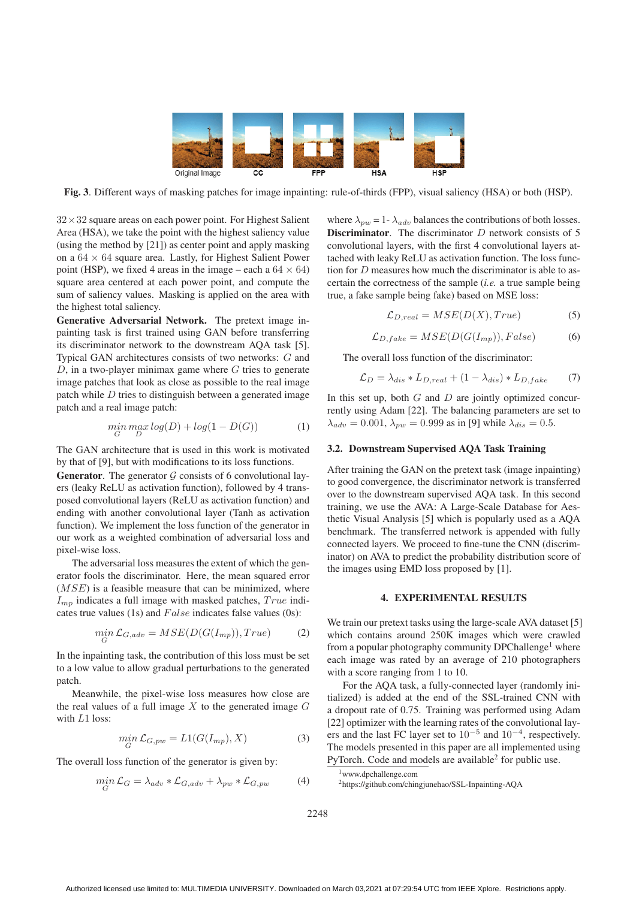Original Image CC FPP HSA HSP

**Fig. 3**. Different ways of masking patches for image inpainting: rule-of-thirds (FPP), visual saliency (HSA) or both (HSP).

$32 \times 32$ square areas on each power point. For Highest Salient Area (HSA), we take the point with the highest saliency value (using the method by [21]) as center point and apply masking on a $64 \times 64$ square area. Lastly, for Highest Salient Power point (HSP), we fixed 4 areas in the image – each a $64 \times 64$) square area centered at each power point, and compute the sum of saliency values. Masking is applied on the area with the highest total saliency.

**Generative Adversarial Network.** The pretext image inpainting task is first trained using GAN before transferring its discriminator network to the downstream AQA task [5]. Typical GAN architectures consists of two networks: $G$ and $D$, in a two-player minimax game where $G$ tries to generate image patches that look as close as possible to the real image patch while $D$ tries to distinguish between a generated image patch and a real image patch:

$$\min_{G} \max_{D} log(D) + log(1 - D(G)) \tag{1}$$

The GAN architecture that is used in this work is motivated by that of [9], but with modifications to its loss functions.

**Generator**. The generator $\mathcal{G}$ consists of 6 convolutional layers (leaky ReLU as activation function), followed by 4 transposed convolutional layers (ReLU as activation function) and ending with another convolutional layer (Tanh as activation function). We implement the loss function of the generator in our work as a weighted combination of adversarial loss and pixel-wise loss.

The adversarial loss measures the extent of which the generator fools the discriminator. Here, the mean squared error ($MSE$) is a feasible measure that can be minimized, where $I_{mp}$ indicates a full image with masked patches, $True$ indicates true values (1s) and $False$ indicates false values (0s):

$$\min_{G} \mathcal{L}_{G,adv} = MSE(D(G(I_{mp})), True) \tag{2}$$

In the inpainting task, the contribution of this loss must be set to a low value to allow gradual perturbations to the generated patch.

Meanwhile, the pixel-wise loss measures how close are the real values of a full image $X$ to the generated image $G$ with $L1$ loss:

$$\min_{G} \mathcal{L}_{G,pw} = L1(G(I_{mp}), X) \tag{3}$$

The overall loss function of the generator is given by:

$$\min_{G} \mathcal{L}_{G} = \lambda_{adv} * \mathcal{L}_{G,adv} + \lambda_{pw} * \mathcal{L}_{G,pw} \tag{4}$$

where $\lambda_{pw}$ = 1- $\lambda_{adv}$ balances the contributions of both losses.

**Discriminator**. The discriminator $D$ network consists of 5 convolutional layers, with the first 4 convolutional layers attached with leaky ReLU as activation function. The loss function for $D$ measures how much the discriminator is able to ascertain the correctness of the sample (*i.e.* a true sample being true, a fake sample being fake) based on MSE loss:

$$\mathcal{L}_{D,real} = MSE(D(X), True) \tag{5}$$

$$\mathcal{L}_{D,fake} = MSE(D(G(I_{mp})), False) \tag{6}$$

The overall loss function of the discriminator:

$$\mathcal{L}_{D} = \lambda_{dis} * L_{D,real} + (1 - \lambda_{dis}) * L_{D,fake} \tag{7}$$

In this set up, both $G$ and $D$ are jointly optimized concurrently using Adam [22]. The balancing parameters are set to $\lambda_{adv} = 0.001$, $\lambda_{pw} = 0.999$ as in [9] while $\lambda_{dis} = 0.5$.

### 3.2. Downstream Supervised AQA Task Training

After training the GAN on the pretext task (image inpainting) to good convergence, the discriminator network is transferred over to the downstream supervised AQA task. In this second training, we use the AVA: A Large-Scale Database for Aesthetic Visual Analysis [5] which is popularly used as a AQA benchmark. The transferred network is appended with fully connected layers. We proceed to fine-tune the CNN (discriminator) on AVA to predict the probability distribution score of the images using EMD loss proposed by [1].

## 4. EXPERIMENTAL RESULTS

We train our pretext tasks using the large-scale AVA dataset [5] which contains around 250K images which were crawled from a popular photography community DPChallenge[1] where each image was rated by an average of 210 photographers with a score ranging from 1 to 10.

For the AQA task, a fully-connected layer (randomly initialized) is added at the end of the SSL-trained CNN with a dropout rate of 0.75. Training was performed using Adam [22] optimizer with the learning rates of the convolutional layers and the last FC layer set to $10^{-5}$ and $10^{-4}$, respectively. The models presented in this paper are all implemented using PyTorch. Code and models are available[2] for public use.

[1]www.dpchallenge.com

[2]https://github.com/chingjunehao/SSL-Inpainting-AQA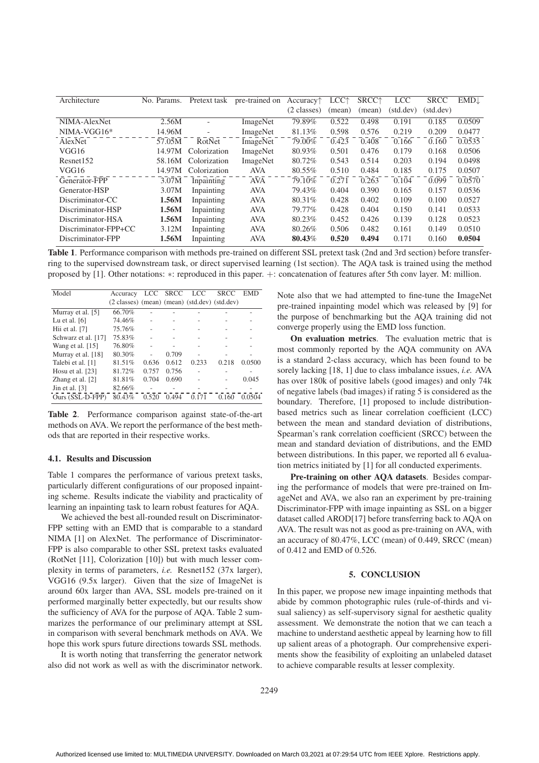| Architecture | No. Params. | Pretext task | pre-trained on | Accuracy↑ (2 classes) | LCC↑ (mean) | SRCC↑ (mean) | LCC (std.dev) | SRCC (std.dev) | EMD↓ |
|---|---|---|---|---|---|---|---|---|---|
| NIMA-AlexNet | 2.56M | - | ImageNet | 79.89% | 0.522 | 0.498 | 0.191 | 0.185 | 0.0509 |
| NIMA-VGG16* | 14.96M | - | ImageNet | 81.13% | 0.598 | 0.576 | 0.219 | 0.209 | 0.0477 |
| AlexNet | 57.05M | RotNet | ImageNet | 79.00% | 0.423 | 0.408 | 0.166 | 0.160 | 0.0535 |
| VGG16 | 14.97M | Colorization | ImageNet | 80.93% | 0.501 | 0.476 | 0.179 | 0.168 | 0.0506 |
| Resnet152 | 58.16M | Colorization | ImageNet | 80.72% | 0.543 | 0.514 | 0.203 | 0.194 | 0.0498 |
| VGG16 | 14.97M | Colorization | AVA | 80.55% | 0.510 | 0.484 | 0.185 | 0.175 | 0.0507 |
| Generator-FPP | 3.07M | Inpainting | AVA | 79.10% | 0.271 | 0.263 | 0.104 | 0.099 | 0.0570 |
| Generator-HSP | 3.07M | Inpainting | AVA | 79.43% | 0.404 | 0.390 | 0.165 | 0.157 | 0.0536 |
| Discriminator-CC | **1.56M** | Inpainting | AVA | 80.31% | 0.428 | 0.402 | 0.109 | 0.100 | 0.0527 |
| Discriminator-HSP | **1.56M** | Inpainting | AVA | 79.77% | 0.428 | 0.404 | 0.150 | 0.141 | 0.0533 |
| Discriminator-HSA | **1.56M** | Inpainting | AVA | 80.23% | 0.452 | 0.426 | 0.139 | 0.128 | 0.0523 |
| Discriminator-FPP+CC | 3.12M | Inpainting | AVA | 80.26% | 0.506 | 0.482 | 0.161 | 0.149 | 0.0510 |
| Discriminator-FPP | **1.56M** | Inpainting | AVA | **80.43%** | **0.520** | **0.494** | 0.171 | 0.160 | **0.0504** |

**Table 1**. Performance comparison with methods pre-trained on different SSL pretext task (2nd and 3rd section) before transferring to the supervised downstream task, or direct supervised learning (1st section). The AQA task is trained using the method proposed by [1]. Other notations: $*$: reproduced in this paper. $+$: concatenation of features after 5th conv layer. M: million.

| Model | Accuracy (2 classes) | LCC (mean) | SRCC (mean) | LCC (std.dev) | SRCC (std.dev) | EMD |
|---|---|---|---|---|---|---|
| Murray et al. [5] | 66.70% | - | - | - | - | - |
| Lu et al. [6] | 74.46% | - | - | - | - | - |
| Hii et al. [7] | 75.76% | - | - | - | - | - |
| Schwarz et al. [17] | 75.83% | - | - | - | - | - |
| Wang et al. [15] | 76.80% | - | - | - | - | - |
| Murray et al. [18] | 80.30% | - | 0.709 | - | - | - |
| Talebi et al. [1] | 81.51% | 0.636 | 0.612 | 0.233 | 0.218 | 0.0500 |
| Hosu et al. [23] | 81.72% | 0.757 | 0.756 | - | - | - |
| Zhang et al. [2] | 81.81% | 0.704 | 0.690 | - | - | 0.045 |
| Jin et al. [3] | 82.66% | - | - | - | - | - |
| Ours (SSL-D-FPP) | 80.43% | 0.520 | 0.494 | 0.171 | 0.160 | 0.0504 |

**Table 2**. Performance comparison against state-of-the-art methods on AVA. We report the performance of the best methods that are reported in their respective works.

### 4.1. Results and Discussion

Table 1 compares the performance of various pretext tasks, particularly different configurations of our proposed inpainting scheme. Results indicate the viability and practicality of learning an inpainting task to learn robust features for AQA.

We achieved the best all-rounded result on Discriminator-FPP setting with an EMD that is comparable to a standard NIMA [1] on AlexNet. The performance of Discriminator-FPP is also comparable to other SSL pretext tasks evaluated (RotNet [11], Colorization [10]) but with much lesser complexity in terms of parameters, *i.e.* Resnet152 (37x larger), VGG16 (9.5x larger). Given that the size of ImageNet is around 60x larger than AVA, SSL models pre-trained on it performed marginally better expectedly, but our results show the sufficiency of AVA for the purpose of AQA. Table 2 summarizes the performance of our preliminary attempt at SSL in comparison with several benchmark methods on AVA. We hope this work spurs future directions towards SSL methods.

It is worth noting that transferring the generator network also did not work as well as with the discriminator network. Note also that we had attempted to fine-tune the ImageNet pre-trained inpainting model which was released by [9] for the purpose of benchmarking but the AQA training did not converge properly using the EMD loss function.

**On evaluation metrics**. The evaluation metric that is most commonly reported by the AQA community on AVA is a standard 2-class accuracy, which has been found to be sorely lacking [18, 1] due to class imbalance issues, *i.e.* AVA has over 180k of positive labels (good images) and only 74k of negative labels (bad images) if rating 5 is considered as the boundary. Therefore, [1] proposed to include distribution-based metrics such as linear correlation coefficient (LCC) between the mean and standard deviation of distributions, Spearman's rank correlation coefficient (SRCC) between the mean and standard deviation of distributions, and the EMD between distributions. In this paper, we reported all 6 evaluation metrics initiated by [1] for all conducted experiments.

**Pre-training on other AQA datasets**. Besides comparing the performance of models that were pre-trained on ImageNet and AVA, we also ran an experiment by pre-training Discriminator-FPP with image inpainting as SSL on a bigger dataset called AROD[17] before transferring back to AQA on AVA. The result was not as good as pre-training on AVA, with an accuracy of 80.47%, LCC (mean) of 0.449, SRCC (mean) of 0.412 and EMD of 0.526.

## 5. CONCLUSION

In this paper, we propose new image inpainting methods that abide by common photographic rules (rule-of-thirds and visual saliency) as self-supervisory signal for aesthetic quality assessment. We demonstrate the notion that we can teach a machine to understand aesthetic appeal by learning how to fill up salient areas of a photograph. Our comprehensive experiments show the feasibility of exploiting an unlabeled dataset to achieve comparable results at lesser complexity.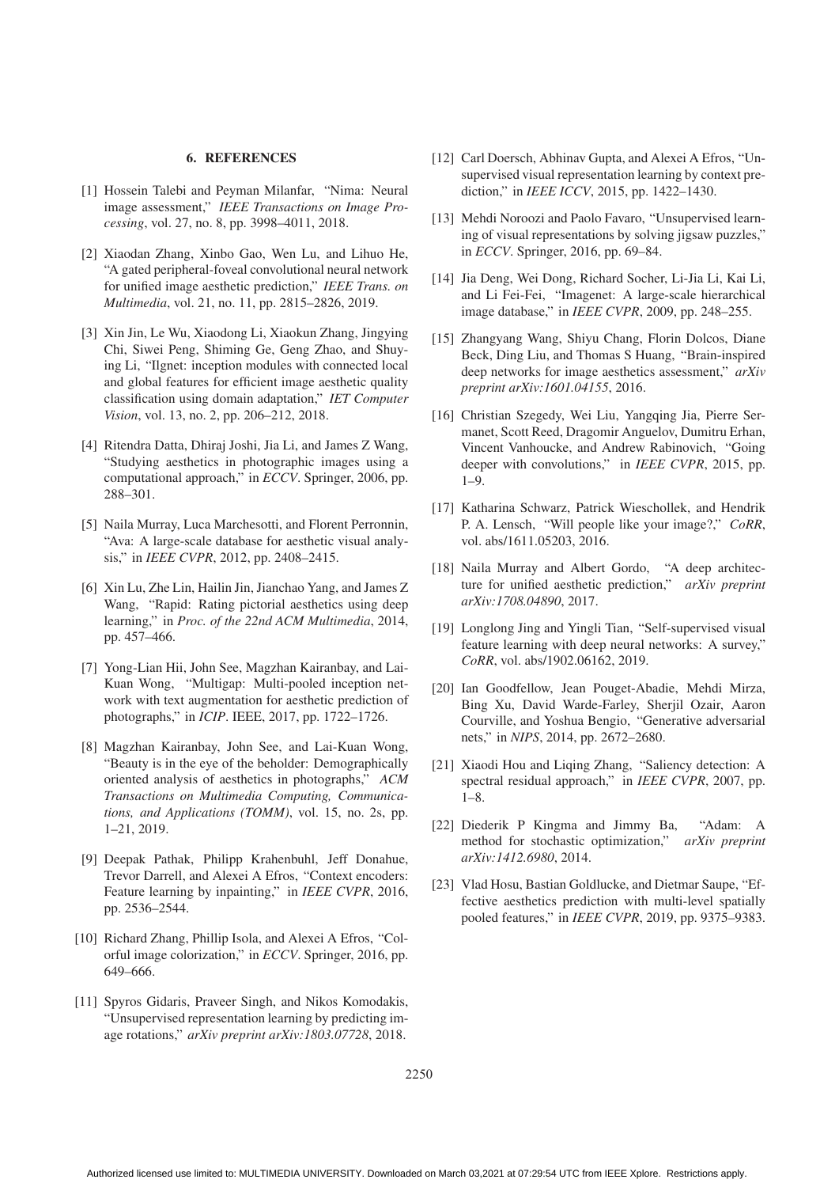## 6. REFERENCES

[1] Hossein Talebi and Peyman Milanfar, "Nima: Neural image assessment," *IEEE Transactions on Image Processing*, vol. 27, no. 8, pp. 3998–4011, 2018.

[2] Xiaodan Zhang, Xinbo Gao, Wen Lu, and Lihuo He, "A gated peripheral-foveal convolutional neural network for unified image aesthetic prediction," *IEEE Trans. on Multimedia*, vol. 21, no. 11, pp. 2815–2826, 2019.

[3] Xin Jin, Le Wu, Xiaodong Li, Xiaokun Zhang, Jingying Chi, Siwei Peng, Shiming Ge, Geng Zhao, and Shuying Li, "Ilgnet: inception modules with connected local and global features for efficient image aesthetic quality classification using domain adaptation," *IET Computer Vision*, vol. 13, no. 2, pp. 206–212, 2018.

[4] Ritendra Datta, Dhiraj Joshi, Jia Li, and James Z Wang, "Studying aesthetics in photographic images using a computational approach," in *ECCV*. Springer, 2006, pp. 288–301.

[5] Naila Murray, Luca Marchesotti, and Florent Perronnin, "Ava: A large-scale database for aesthetic visual analysis," in *IEEE CVPR*, 2012, pp. 2408–2415.

[6] Xin Lu, Zhe Lin, Hailin Jin, Jianchao Yang, and James Z Wang, "Rapid: Rating pictorial aesthetics using deep learning," in *Proc. of the 22nd ACM Multimedia*, 2014, pp. 457–466.

[7] Yong-Lian Hii, John See, Magzhan Kairanbay, and Lai-Kuan Wong, "Multigap: Multi-pooled inception network with text augmentation for aesthetic prediction of photographs," in *ICIP*. IEEE, 2017, pp. 1722–1726.

[8] Magzhan Kairanbay, John See, and Lai-Kuan Wong, "Beauty is in the eye of the beholder: Demographically oriented analysis of aesthetics in photographs," *ACM Transactions on Multimedia Computing, Communications, and Applications (TOMM)*, vol. 15, no. 2s, pp. 1–21, 2019.

[9] Deepak Pathak, Philipp Krahenbuhl, Jeff Donahue, Trevor Darrell, and Alexei A Efros, "Context encoders: Feature learning by inpainting," in *IEEE CVPR*, 2016, pp. 2536–2544.

[10] Richard Zhang, Phillip Isola, and Alexei A Efros, "Colorful image colorization," in *ECCV*. Springer, 2016, pp. 649–666.

[11] Spyros Gidaris, Praveer Singh, and Nikos Komodakis, "Unsupervised representation learning by predicting image rotations," *arXiv preprint arXiv:1803.07728*, 2018.

[12] Carl Doersch, Abhinav Gupta, and Alexei A Efros, "Unsupervised visual representation learning by context prediction," in *IEEE ICCV*, 2015, pp. 1422–1430.

[13] Mehdi Noroozi and Paolo Favaro, "Unsupervised learning of visual representations by solving jigsaw puzzles," in *ECCV*. Springer, 2016, pp. 69–84.

[14] Jia Deng, Wei Dong, Richard Socher, Li-Jia Li, Kai Li, and Li Fei-Fei, "Imagenet: A large-scale hierarchical image database," in *IEEE CVPR*, 2009, pp. 248–255.

[15] Zhangyang Wang, Shiyu Chang, Florin Dolcos, Diane Beck, Ding Liu, and Thomas S Huang, "Brain-inspired deep networks for image aesthetics assessment," *arXiv preprint arXiv:1601.04155*, 2016.

[16] Christian Szegedy, Wei Liu, Yangqing Jia, Pierre Sermanet, Scott Reed, Dragomir Anguelov, Dumitru Erhan, Vincent Vanhoucke, and Andrew Rabinovich, "Going deeper with convolutions," in *IEEE CVPR*, 2015, pp. 1–9.

[17] Katharina Schwarz, Patrick Wieschollek, and Hendrik P. A. Lensch, "Will people like your image?," *CoRR*, vol. abs/1611.05203, 2016.

[18] Naila Murray and Albert Gordo, "A deep architecture for unified aesthetic prediction," *arXiv preprint arXiv:1708.04890*, 2017.

[19] Longlong Jing and Yingli Tian, "Self-supervised visual feature learning with deep neural networks: A survey," *CoRR*, vol. abs/1902.06162, 2019.

[20] Ian Goodfellow, Jean Pouget-Abadie, Mehdi Mirza, Bing Xu, David Warde-Farley, Sherjil Ozair, Aaron Courville, and Yoshua Bengio, "Generative adversarial nets," in *NIPS*, 2014, pp. 2672–2680.

[21] Xiaodi Hou and Liqing Zhang, "Saliency detection: A spectral residual approach," in *IEEE CVPR*, 2007, pp. 1–8.

[22] Diederik P Kingma and Jimmy Ba, "Adam: A method for stochastic optimization," *arXiv preprint arXiv:1412.6980*, 2014.

[23] Vlad Hosu, Bastian Goldlucke, and Dietmar Saupe, "Effective aesthetics prediction with multi-level spatially pooled features," in *IEEE CVPR*, 2019, pp. 9375–9383.